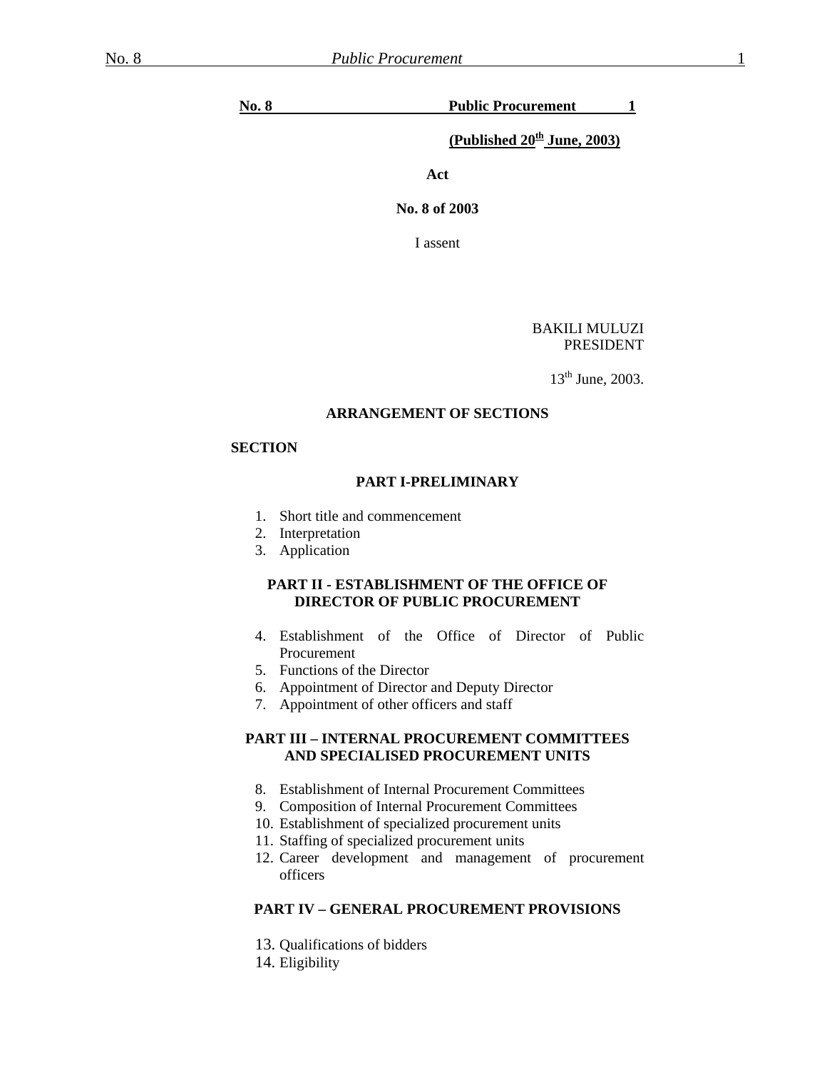**No. 8 Public Procurement 1**

**(Published 20th June, 2003)**

**Act**

**No. 8 of 2003**

I assent

BAKILI MULUZI
PRESIDENT

13th June, 2003.

## ARRANGEMENT OF SECTIONS

**SECTION**

### PART I-PRELIMINARY

1. Short title and commencement
2. Interpretation
3. Application

### PART II - ESTABLISHMENT OF THE OFFICE OF DIRECTOR OF PUBLIC PROCUREMENT

4. Establishment of the Office of Director of Public Procurement
5. Functions of the Director
6. Appointment of Director and Deputy Director
7. Appointment of other officers and staff

### PART III – INTERNAL PROCUREMENT COMMITTEES AND SPECIALISED PROCUREMENT UNITS

8. Establishment of Internal Procurement Committees
9. Composition of Internal Procurement Committees
10. Establishment of specialized procurement units
11. Staffing of specialized procurement units
12. Career development and management of procurement officers

### PART IV – GENERAL PROCUREMENT PROVISIONS

13. Qualifications of bidders
14. Eligibility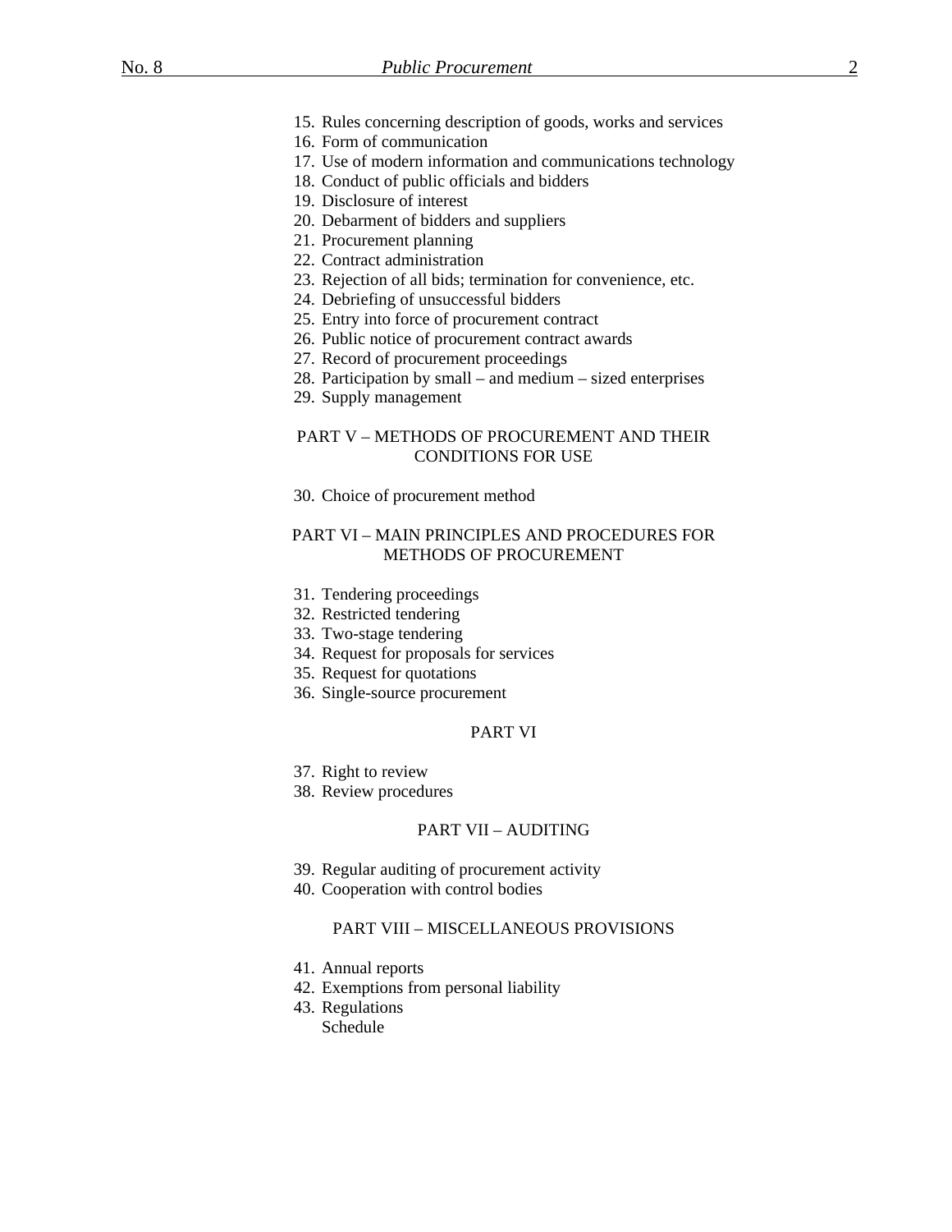15. Rules concerning description of goods, works and services
16. Form of communication
17. Use of modern information and communications technology
18. Conduct of public officials and bidders
19. Disclosure of interest
20. Debarment of bidders and suppliers
21. Procurement planning
22. Contract administration
23. Rejection of all bids; termination for convenience, etc.
24. Debriefing of unsuccessful bidders
25. Entry into force of procurement contract
26. Public notice of procurement contract awards
27. Record of procurement proceedings
28. Participation by small – and medium – sized enterprises
29. Supply management

## PART V – METHODS OF PROCUREMENT AND THEIR CONDITIONS FOR USE

30. Choice of procurement method

## PART VI – MAIN PRINCIPLES AND PROCEDURES FOR METHODS OF PROCUREMENT

31. Tendering proceedings
32. Restricted tendering
33. Two-stage tendering
34. Request for proposals for services
35. Request for quotations
36. Single-source procurement

## PART VI

37. Right to review
38. Review procedures

## PART VII – AUDITING

39. Regular auditing of procurement activity
40. Cooperation with control bodies

## PART VIII – MISCELLANEOUS PROVISIONS

41. Annual reports
42. Exemptions from personal liability
43. Regulations

Schedule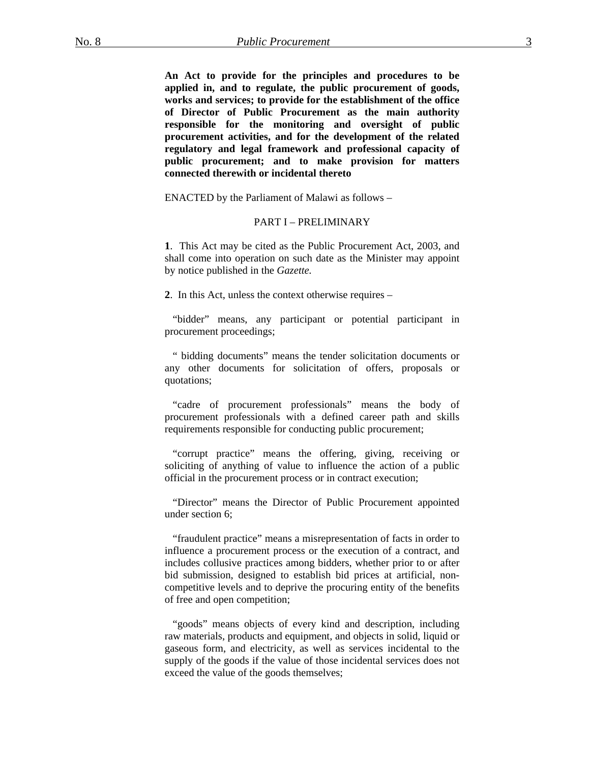**An Act to provide for the principles and procedures to be applied in, and to regulate, the public procurement of goods, works and services; to provide for the establishment of the office of Director of Public Procurement as the main authority responsible for the monitoring and oversight of public procurement activities, and for the development of the related regulatory and legal framework and professional capacity of public procurement; and to make provision for matters connected therewith or incidental thereto**

ENACTED by the Parliament of Malawi as follows –

## PART I – PRELIMINARY

**1**. This Act may be cited as the Public Procurement Act, 2003, and shall come into operation on such date as the Minister may appoint by notice published in the *Gazette.*

**2**. In this Act, unless the context otherwise requires –

"bidder" means, any participant or potential participant in procurement proceedings;

" bidding documents" means the tender solicitation documents or any other documents for solicitation of offers, proposals or quotations;

"cadre of procurement professionals" means the body of procurement professionals with a defined career path and skills requirements responsible for conducting public procurement;

"corrupt practice" means the offering, giving, receiving or soliciting of anything of value to influence the action of a public official in the procurement process or in contract execution;

"Director" means the Director of Public Procurement appointed under section 6;

"fraudulent practice" means a misrepresentation of facts in order to influence a procurement process or the execution of a contract, and includes collusive practices among bidders, whether prior to or after bid submission, designed to establish bid prices at artificial, non-competitive levels and to deprive the procuring entity of the benefits of free and open competition;

"goods" means objects of every kind and description, including raw materials, products and equipment, and objects in solid, liquid or gaseous form, and electricity, as well as services incidental to the supply of the goods if the value of those incidental services does not exceed the value of the goods themselves;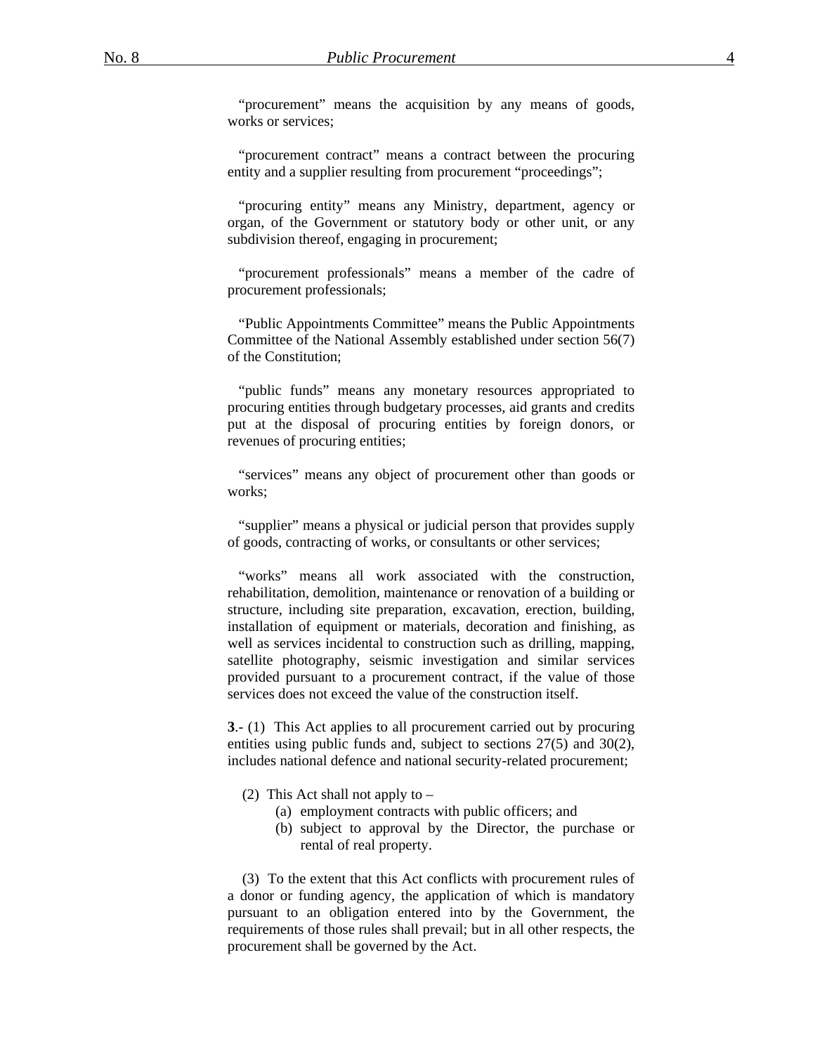"procurement" means the acquisition by any means of goods, works or services;

"procurement contract" means a contract between the procuring entity and a supplier resulting from procurement "proceedings";

"procuring entity" means any Ministry, department, agency or organ, of the Government or statutory body or other unit, or any subdivision thereof, engaging in procurement;

"procurement professionals" means a member of the cadre of procurement professionals;

"Public Appointments Committee" means the Public Appointments Committee of the National Assembly established under section 56(7) of the Constitution;

"public funds" means any monetary resources appropriated to procuring entities through budgetary processes, aid grants and credits put at the disposal of procuring entities by foreign donors, or revenues of procuring entities;

"services" means any object of procurement other than goods or works;

"supplier" means a physical or judicial person that provides supply of goods, contracting of works, or consultants or other services;

"works" means all work associated with the construction, rehabilitation, demolition, maintenance or renovation of a building or structure, including site preparation, excavation, erection, building, installation of equipment or materials, decoration and finishing, as well as services incidental to construction such as drilling, mapping, satellite photography, seismic investigation and similar services provided pursuant to a procurement contract, if the value of those services does not exceed the value of the construction itself.

**3**.- (1) This Act applies to all procurement carried out by procuring entities using public funds and, subject to sections 27(5) and 30(2), includes national defence and national security-related procurement;

(2) This Act shall not apply to –

(a) employment contracts with public officers; and

(b) subject to approval by the Director, the purchase or rental of real property.

(3) To the extent that this Act conflicts with procurement rules of a donor or funding agency, the application of which is mandatory pursuant to an obligation entered into by the Government, the requirements of those rules shall prevail; but in all other respects, the procurement shall be governed by the Act.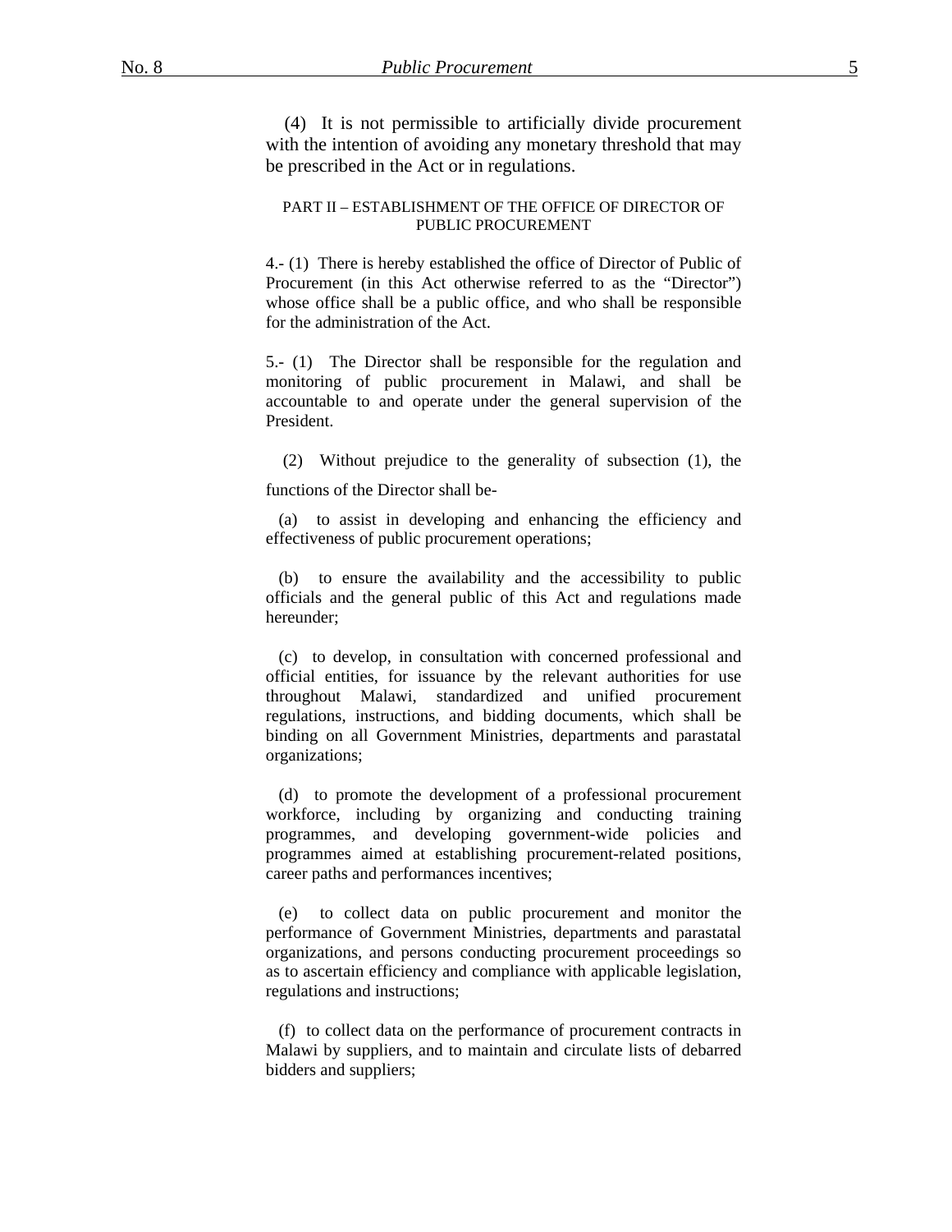(4) It is not permissible to artificially divide procurement with the intention of avoiding any monetary threshold that may be prescribed in the Act or in regulations.

## PART II – ESTABLISHMENT OF THE OFFICE OF DIRECTOR OF PUBLIC PROCUREMENT

4.- (1) There is hereby established the office of Director of Public of Procurement (in this Act otherwise referred to as the "Director") whose office shall be a public office, and who shall be responsible for the administration of the Act.

5.- (1) The Director shall be responsible for the regulation and monitoring of public procurement in Malawi, and shall be accountable to and operate under the general supervision of the President.

(2) Without prejudice to the generality of subsection (1), the functions of the Director shall be-

(a) to assist in developing and enhancing the efficiency and effectiveness of public procurement operations;

(b) to ensure the availability and the accessibility to public officials and the general public of this Act and regulations made hereunder;

(c) to develop, in consultation with concerned professional and official entities, for issuance by the relevant authorities for use throughout Malawi, standardized and unified procurement regulations, instructions, and bidding documents, which shall be binding on all Government Ministries, departments and parastatal organizations;

(d) to promote the development of a professional procurement workforce, including by organizing and conducting training programmes, and developing government-wide policies and programmes aimed at establishing procurement-related positions, career paths and performances incentives;

(e) to collect data on public procurement and monitor the performance of Government Ministries, departments and parastatal organizations, and persons conducting procurement proceedings so as to ascertain efficiency and compliance with applicable legislation, regulations and instructions;

(f) to collect data on the performance of procurement contracts in Malawi by suppliers, and to maintain and circulate lists of debarred bidders and suppliers;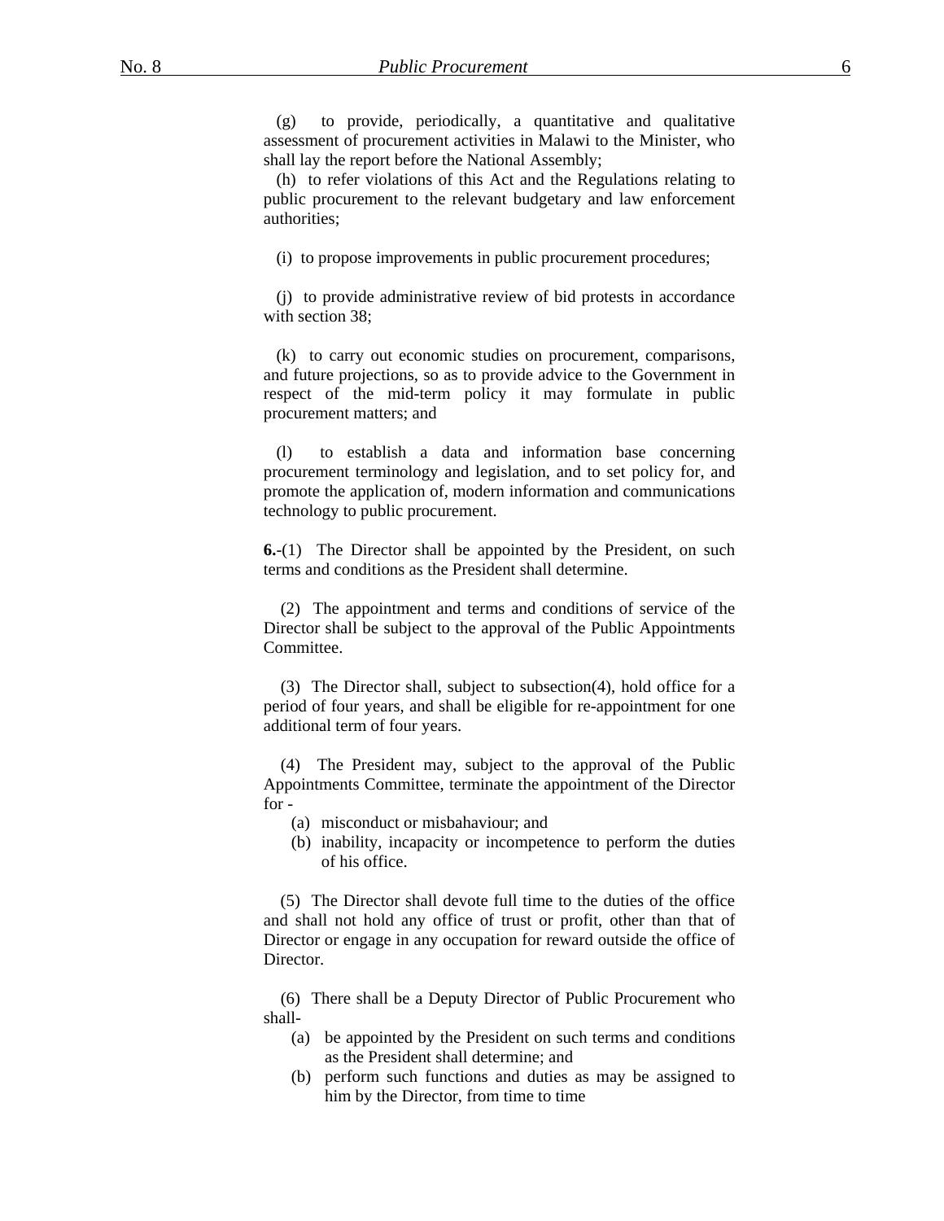(g) to provide, periodically, a quantitative and qualitative assessment of procurement activities in Malawi to the Minister, who shall lay the report before the National Assembly;

(h) to refer violations of this Act and the Regulations relating to public procurement to the relevant budgetary and law enforcement authorities;

(i) to propose improvements in public procurement procedures;

(j) to provide administrative review of bid protests in accordance with section 38;

(k) to carry out economic studies on procurement, comparisons, and future projections, so as to provide advice to the Government in respect of the mid-term policy it may formulate in public procurement matters; and

(l) to establish a data and information base concerning procurement terminology and legislation, and to set policy for, and promote the application of, modern information and communications technology to public procurement.

**6.**-(1) The Director shall be appointed by the President, on such terms and conditions as the President shall determine.

(2) The appointment and terms and conditions of service of the Director shall be subject to the approval of the Public Appointments Committee.

(3) The Director shall, subject to subsection(4), hold office for a period of four years, and shall be eligible for re-appointment for one additional term of four years.

(4) The President may, subject to the approval of the Public Appointments Committee, terminate the appointment of the Director for -

(a) misconduct or misbahaviour; and

(b) inability, incapacity or incompetence to perform the duties of his office.

(5) The Director shall devote full time to the duties of the office and shall not hold any office of trust or profit, other than that of Director or engage in any occupation for reward outside the office of Director.

(6) There shall be a Deputy Director of Public Procurement who shall-

(a) be appointed by the President on such terms and conditions as the President shall determine; and

(b) perform such functions and duties as may be assigned to him by the Director, from time to time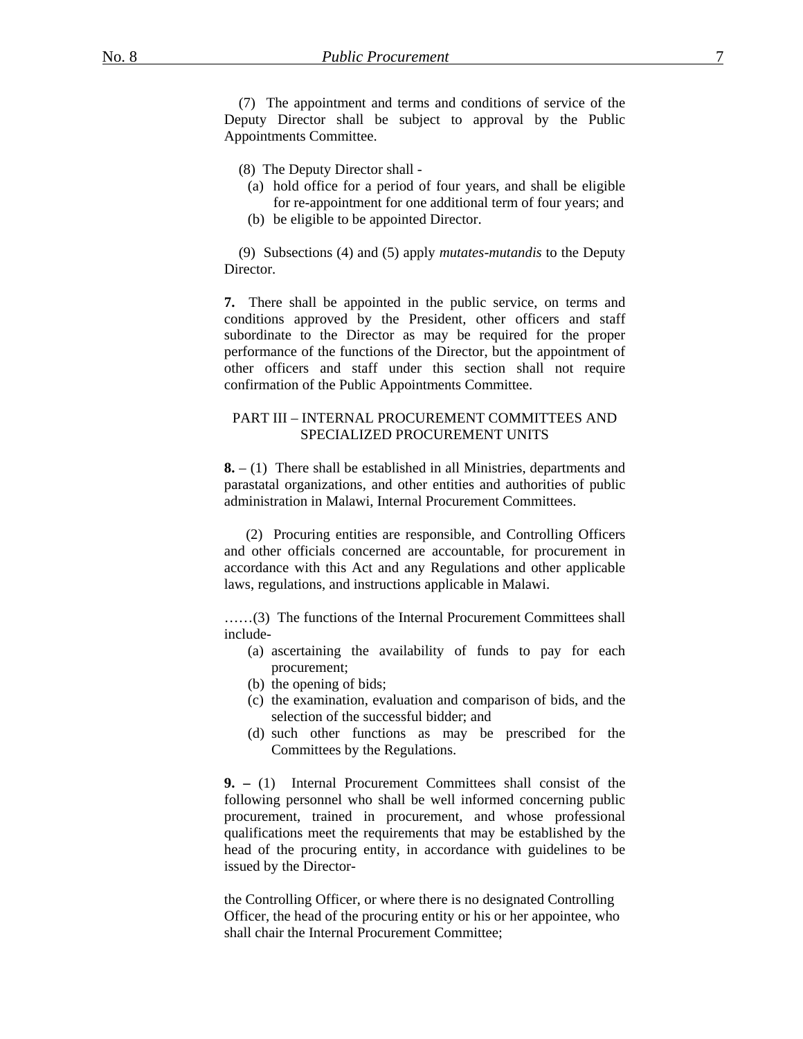(7) The appointment and terms and conditions of service of the Deputy Director shall be subject to approval by the Public Appointments Committee.

(8) The Deputy Director shall -

(a) hold office for a period of four years, and shall be eligible for re-appointment for one additional term of four years; and

(b) be eligible to be appointed Director.

(9) Subsections (4) and (5) apply *mutates-mutandis* to the Deputy Director.

**7.** There shall be appointed in the public service, on terms and conditions approved by the President, other officers and staff subordinate to the Director as may be required for the proper performance of the functions of the Director, but the appointment of other officers and staff under this section shall not require confirmation of the Public Appointments Committee.

## PART III – INTERNAL PROCUREMENT COMMITTEES AND SPECIALIZED PROCUREMENT UNITS

**8.** – (1) There shall be established in all Ministries, departments and parastatal organizations, and other entities and authorities of public administration in Malawi, Internal Procurement Committees.

(2) Procuring entities are responsible, and Controlling Officers and other officials concerned are accountable, for procurement in accordance with this Act and any Regulations and other applicable laws, regulations, and instructions applicable in Malawi.

……(3) The functions of the Internal Procurement Committees shall include-

(a) ascertaining the availability of funds to pay for each procurement;

(b) the opening of bids;

(c) the examination, evaluation and comparison of bids, and the selection of the successful bidder; and

(d) such other functions as may be prescribed for the Committees by the Regulations.

**9. –** (1) Internal Procurement Committees shall consist of the following personnel who shall be well informed concerning public procurement, trained in procurement, and whose professional qualifications meet the requirements that may be established by the head of the procuring entity, in accordance with guidelines to be issued by the Director-

the Controlling Officer, or where there is no designated Controlling Officer, the head of the procuring entity or his or her appointee, who shall chair the Internal Procurement Committee;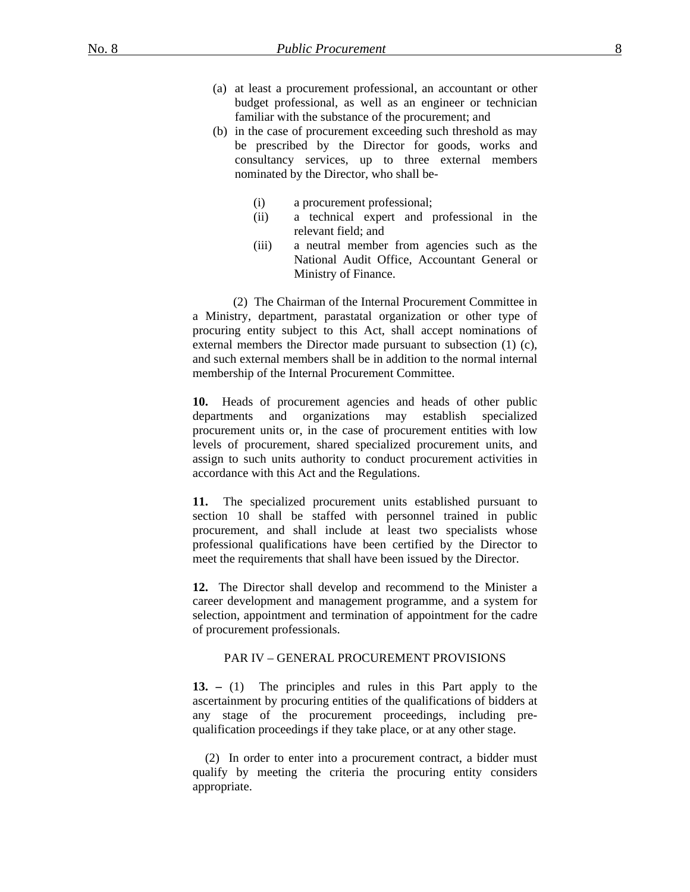(a) at least a procurement professional, an accountant or other budget professional, as well as an engineer or technician familiar with the substance of the procurement; and

(b) in the case of procurement exceeding such threshold as may be prescribed by the Director for goods, works and consultancy services, up to three external members nominated by the Director, who shall be-

   (i) a procurement professional;
   (ii) a technical expert and professional in the relevant field; and
   (iii) a neutral member from agencies such as the National Audit Office, Accountant General or Ministry of Finance.

(2) The Chairman of the Internal Procurement Committee in a Ministry, department, parastatal organization or other type of procuring entity subject to this Act, shall accept nominations of external members the Director made pursuant to subsection (1) (c), and such external members shall be in addition to the normal internal membership of the Internal Procurement Committee.

**10.** Heads of procurement agencies and heads of other public departments and organizations may establish specialized procurement units or, in the case of procurement entities with low levels of procurement, shared specialized procurement units, and assign to such units authority to conduct procurement activities in accordance with this Act and the Regulations.

**11.** The specialized procurement units established pursuant to section 10 shall be staffed with personnel trained in public procurement, and shall include at least two specialists whose professional qualifications have been certified by the Director to meet the requirements that shall have been issued by the Director.

**12.** The Director shall develop and recommend to the Minister a career development and management programme, and a system for selection, appointment and termination of appointment for the cadre of procurement professionals.

## PAR IV – GENERAL PROCUREMENT PROVISIONS

**13. –** (1) The principles and rules in this Part apply to the ascertainment by procuring entities of the qualifications of bidders at any stage of the procurement proceedings, including pre-qualification proceedings if they take place, or at any other stage.

(2) In order to enter into a procurement contract, a bidder must qualify by meeting the criteria the procuring entity considers appropriate.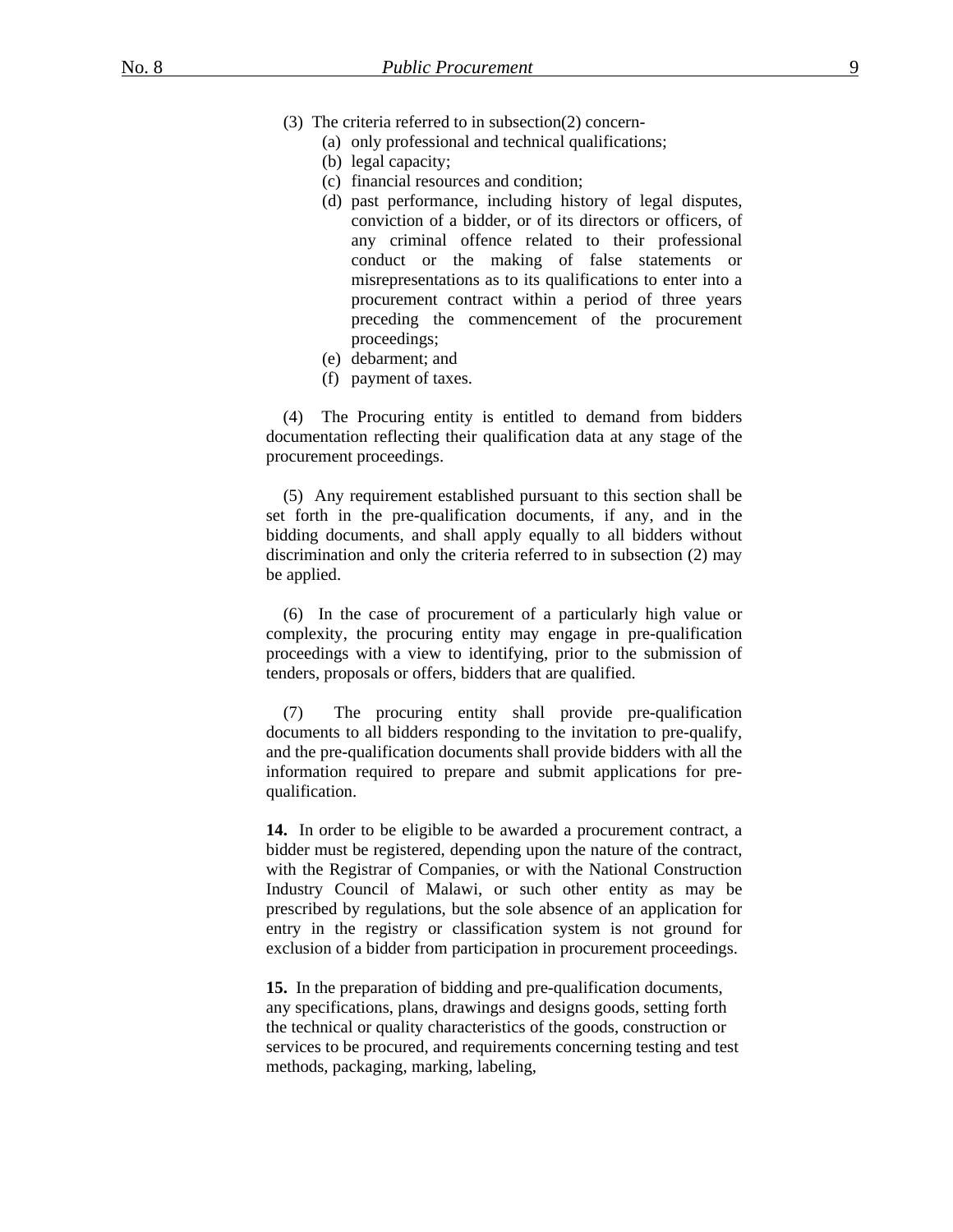(3) The criteria referred to in subsection(2) concern-

(a) only professional and technical qualifications;

(b) legal capacity;

(c) financial resources and condition;

(d) past performance, including history of legal disputes, conviction of a bidder, or of its directors or officers, of any criminal offence related to their professional conduct or the making of false statements or misrepresentations as to its qualifications to enter into a procurement contract within a period of three years preceding the commencement of the procurement proceedings;

(e) debarment; and

(f) payment of taxes.

(4) The Procuring entity is entitled to demand from bidders documentation reflecting their qualification data at any stage of the procurement proceedings.

(5) Any requirement established pursuant to this section shall be set forth in the pre-qualification documents, if any, and in the bidding documents, and shall apply equally to all bidders without discrimination and only the criteria referred to in subsection (2) may be applied.

(6) In the case of procurement of a particularly high value or complexity, the procuring entity may engage in pre-qualification proceedings with a view to identifying, prior to the submission of tenders, proposals or offers, bidders that are qualified.

(7) The procuring entity shall provide pre-qualification documents to all bidders responding to the invitation to pre-qualify, and the pre-qualification documents shall provide bidders with all the information required to prepare and submit applications for pre-qualification.

**14.** In order to be eligible to be awarded a procurement contract, a bidder must be registered, depending upon the nature of the contract, with the Registrar of Companies, or with the National Construction Industry Council of Malawi, or such other entity as may be prescribed by regulations, but the sole absence of an application for entry in the registry or classification system is not ground for exclusion of a bidder from participation in procurement proceedings.

**15.** In the preparation of bidding and pre-qualification documents, any specifications, plans, drawings and designs goods, setting forth the technical or quality characteristics of the goods, construction or services to be procured, and requirements concerning testing and test methods, packaging, marking, labeling,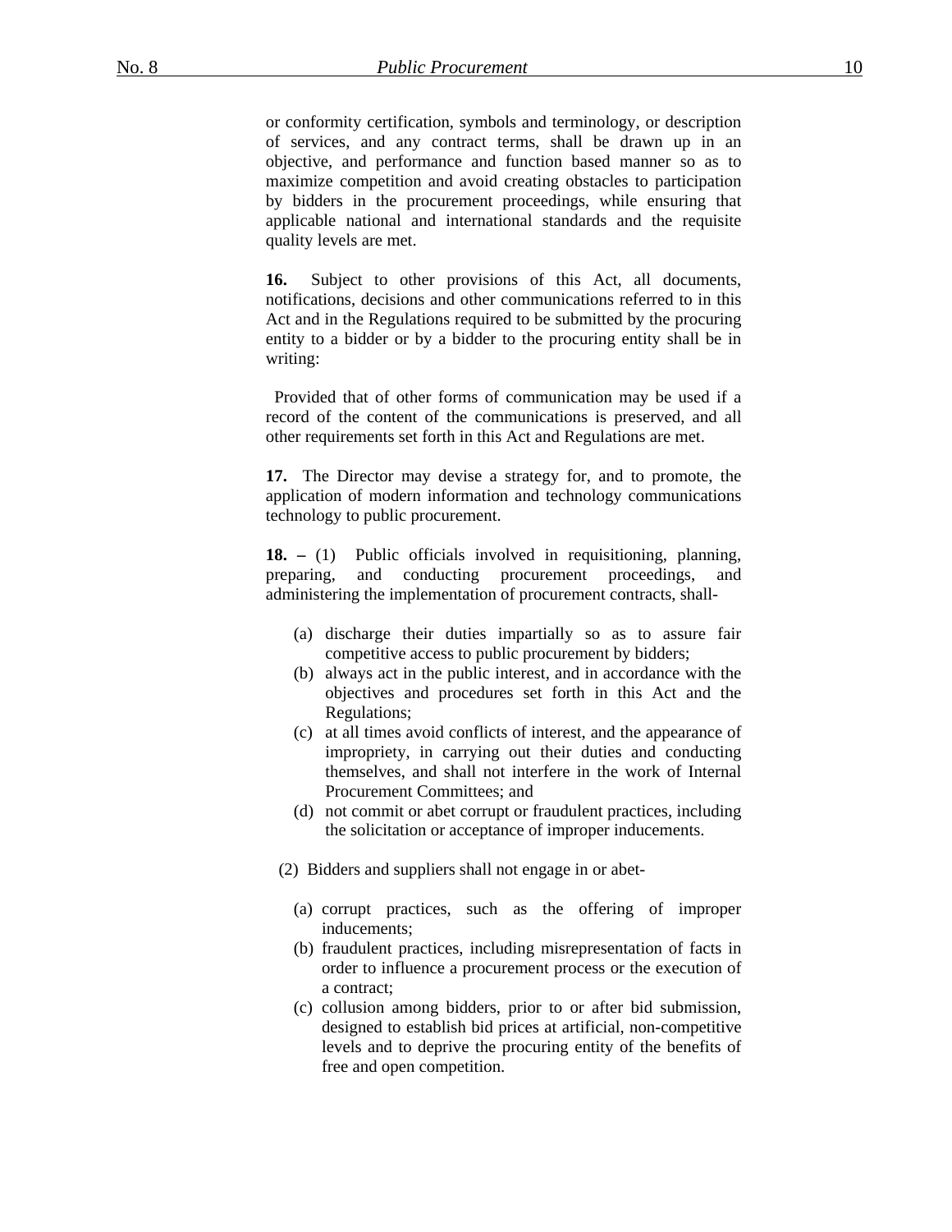or conformity certification, symbols and terminology, or description of services, and any contract terms, shall be drawn up in an objective, and performance and function based manner so as to maximize competition and avoid creating obstacles to participation by bidders in the procurement proceedings, while ensuring that applicable national and international standards and the requisite quality levels are met.

**16.** Subject to other provisions of this Act, all documents, notifications, decisions and other communications referred to in this Act and in the Regulations required to be submitted by the procuring entity to a bidder or by a bidder to the procuring entity shall be in writing:

Provided that of other forms of communication may be used if a record of the content of the communications is preserved, and all other requirements set forth in this Act and Regulations are met.

**17.** The Director may devise a strategy for, and to promote, the application of modern information and technology communications technology to public procurement.

**18. –** (1) Public officials involved in requisitioning, planning, preparing, and conducting procurement proceedings, and administering the implementation of procurement contracts, shall-

(a) discharge their duties impartially so as to assure fair competitive access to public procurement by bidders;
(b) always act in the public interest, and in accordance with the objectives and procedures set forth in this Act and the Regulations;
(c) at all times avoid conflicts of interest, and the appearance of impropriety, in carrying out their duties and conducting themselves, and shall not interfere in the work of Internal Procurement Committees; and
(d) not commit or abet corrupt or fraudulent practices, including the solicitation or acceptance of improper inducements.

(2) Bidders and suppliers shall not engage in or abet-

(a) corrupt practices, such as the offering of improper inducements;
(b) fraudulent practices, including misrepresentation of facts in order to influence a procurement process or the execution of a contract;
(c) collusion among bidders, prior to or after bid submission, designed to establish bid prices at artificial, non-competitive levels and to deprive the procuring entity of the benefits of free and open competition.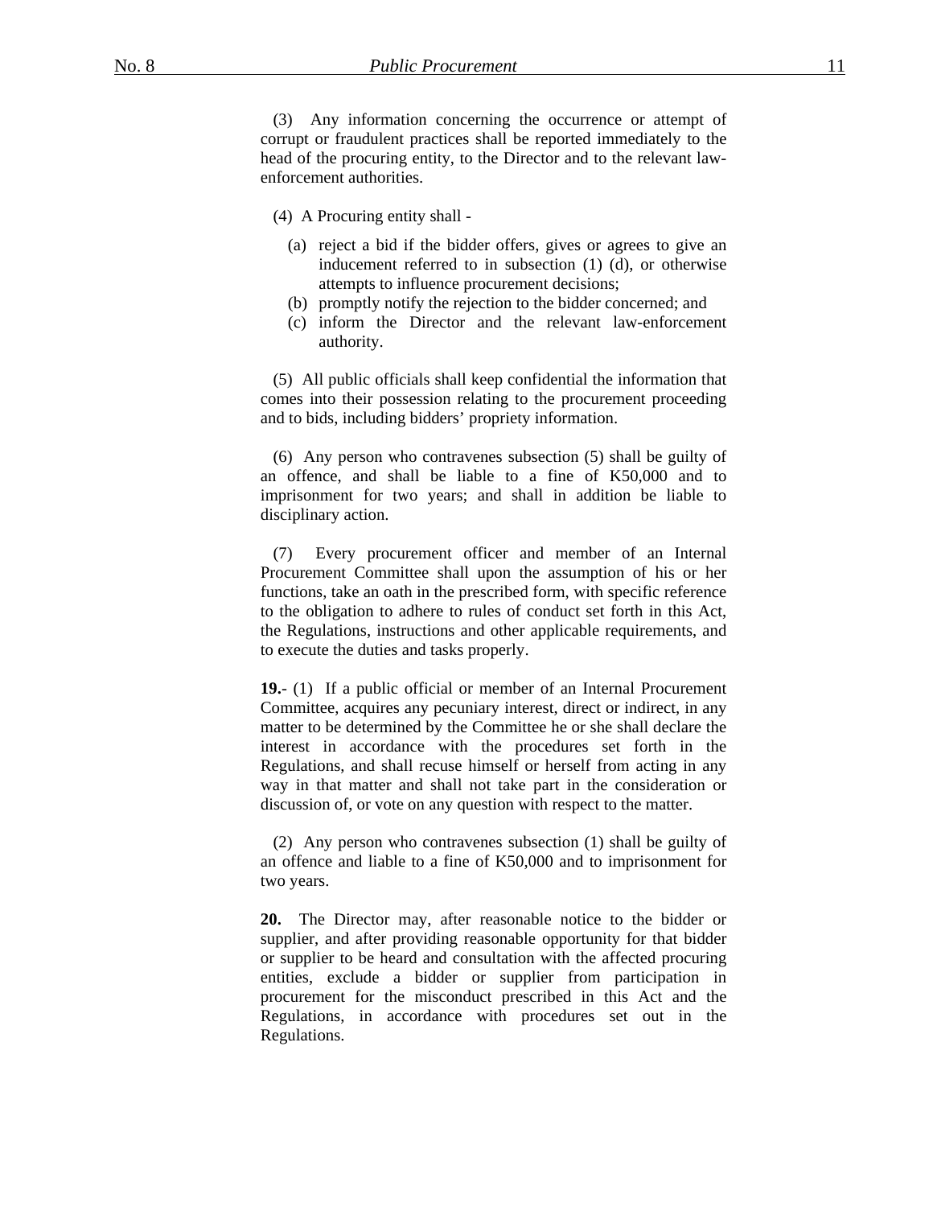(3) Any information concerning the occurrence or attempt of corrupt or fraudulent practices shall be reported immediately to the head of the procuring entity, to the Director and to the relevant law-enforcement authorities.

(4) A Procuring entity shall -

(a) reject a bid if the bidder offers, gives or agrees to give an inducement referred to in subsection (1) (d), or otherwise attempts to influence procurement decisions;
(b) promptly notify the rejection to the bidder concerned; and
(c) inform the Director and the relevant law-enforcement authority.

(5) All public officials shall keep confidential the information that comes into their possession relating to the procurement proceeding and to bids, including bidders' propriety information.

(6) Any person who contravenes subsection (5) shall be guilty of an offence, and shall be liable to a fine of K50,000 and to imprisonment for two years; and shall in addition be liable to disciplinary action.

(7) Every procurement officer and member of an Internal Procurement Committee shall upon the assumption of his or her functions, take an oath in the prescribed form, with specific reference to the obligation to adhere to rules of conduct set forth in this Act, the Regulations, instructions and other applicable requirements, and to execute the duties and tasks properly.

**19.**- (1) If a public official or member of an Internal Procurement Committee, acquires any pecuniary interest, direct or indirect, in any matter to be determined by the Committee he or she shall declare the interest in accordance with the procedures set forth in the Regulations, and shall recuse himself or herself from acting in any way in that matter and shall not take part in the consideration or discussion of, or vote on any question with respect to the matter.

(2) Any person who contravenes subsection (1) shall be guilty of an offence and liable to a fine of K50,000 and to imprisonment for two years.

**20.** The Director may, after reasonable notice to the bidder or supplier, and after providing reasonable opportunity for that bidder or supplier to be heard and consultation with the affected procuring entities, exclude a bidder or supplier from participation in procurement for the misconduct prescribed in this Act and the Regulations, in accordance with procedures set out in the Regulations.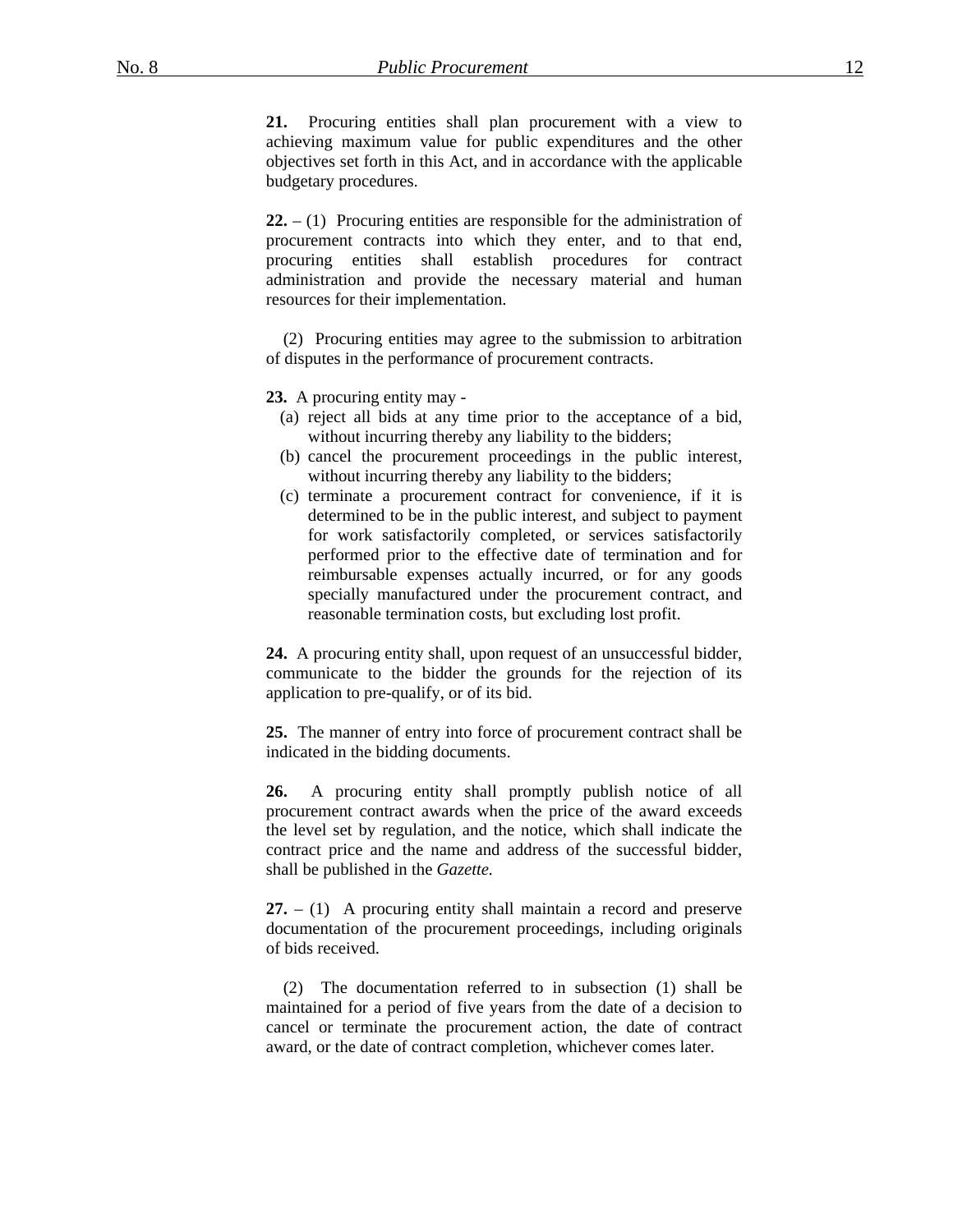**21.** Procuring entities shall plan procurement with a view to achieving maximum value for public expenditures and the other objectives set forth in this Act, and in accordance with the applicable budgetary procedures.

**22.** – (1) Procuring entities are responsible for the administration of procurement contracts into which they enter, and to that end, procuring entities shall establish procedures for contract administration and provide the necessary material and human resources for their implementation.

(2) Procuring entities may agree to the submission to arbitration of disputes in the performance of procurement contracts.

**23.** A procuring entity may -

(a) reject all bids at any time prior to the acceptance of a bid, without incurring thereby any liability to the bidders;

(b) cancel the procurement proceedings in the public interest, without incurring thereby any liability to the bidders;

(c) terminate a procurement contract for convenience, if it is determined to be in the public interest, and subject to payment for work satisfactorily completed, or services satisfactorily performed prior to the effective date of termination and for reimbursable expenses actually incurred, or for any goods specially manufactured under the procurement contract, and reasonable termination costs, but excluding lost profit.

**24.** A procuring entity shall, upon request of an unsuccessful bidder, communicate to the bidder the grounds for the rejection of its application to pre-qualify, or of its bid.

**25.** The manner of entry into force of procurement contract shall be indicated in the bidding documents.

**26.** A procuring entity shall promptly publish notice of all procurement contract awards when the price of the award exceeds the level set by regulation, and the notice, which shall indicate the contract price and the name and address of the successful bidder, shall be published in the *Gazette.*

**27.** – (1) A procuring entity shall maintain a record and preserve documentation of the procurement proceedings, including originals of bids received.

(2) The documentation referred to in subsection (1) shall be maintained for a period of five years from the date of a decision to cancel or terminate the procurement action, the date of contract award, or the date of contract completion, whichever comes later.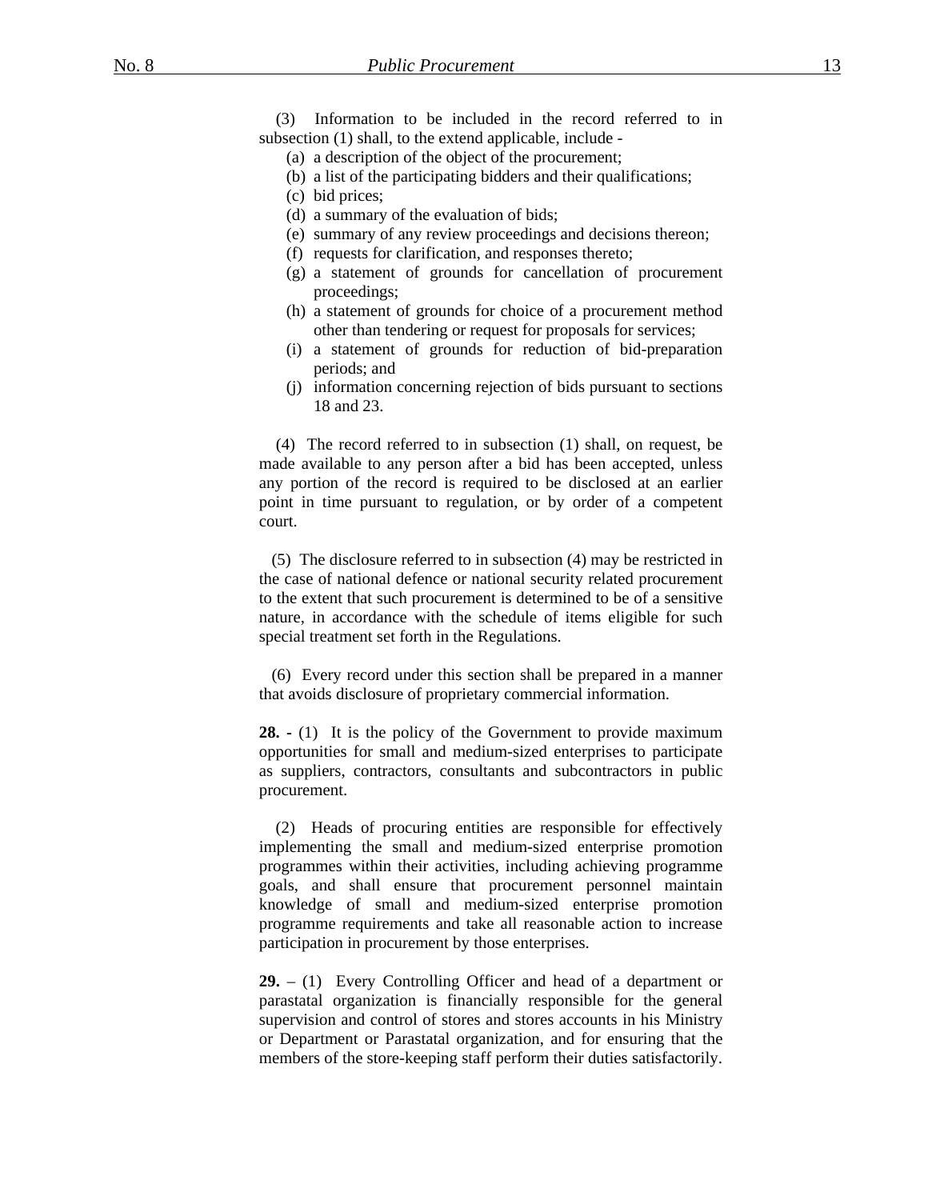(3) Information to be included in the record referred to in subsection (1) shall, to the extend applicable, include -

(a) a description of the object of the procurement;
(b) a list of the participating bidders and their qualifications;
(c) bid prices;
(d) a summary of the evaluation of bids;
(e) summary of any review proceedings and decisions thereon;
(f) requests for clarification, and responses thereto;
(g) a statement of grounds for cancellation of procurement proceedings;
(h) a statement of grounds for choice of a procurement method other than tendering or request for proposals for services;
(i) a statement of grounds for reduction of bid-preparation periods; and
(j) information concerning rejection of bids pursuant to sections 18 and 23.

(4) The record referred to in subsection (1) shall, on request, be made available to any person after a bid has been accepted, unless any portion of the record is required to be disclosed at an earlier point in time pursuant to regulation, or by order of a competent court.

(5) The disclosure referred to in subsection (4) may be restricted in the case of national defence or national security related procurement to the extent that such procurement is determined to be of a sensitive nature, in accordance with the schedule of items eligible for such special treatment set forth in the Regulations.

(6) Every record under this section shall be prepared in a manner that avoids disclosure of proprietary commercial information.

**28. -** (1) It is the policy of the Government to provide maximum opportunities for small and medium-sized enterprises to participate as suppliers, contractors, consultants and subcontractors in public procurement.

(2) Heads of procuring entities are responsible for effectively implementing the small and medium-sized enterprise promotion programmes within their activities, including achieving programme goals, and shall ensure that procurement personnel maintain knowledge of small and medium-sized enterprise promotion programme requirements and take all reasonable action to increase participation in procurement by those enterprises.

**29.** – (1) Every Controlling Officer and head of a department or parastatal organization is financially responsible for the general supervision and control of stores and stores accounts in his Ministry or Department or Parastatal organization, and for ensuring that the members of the store-keeping staff perform their duties satisfactorily.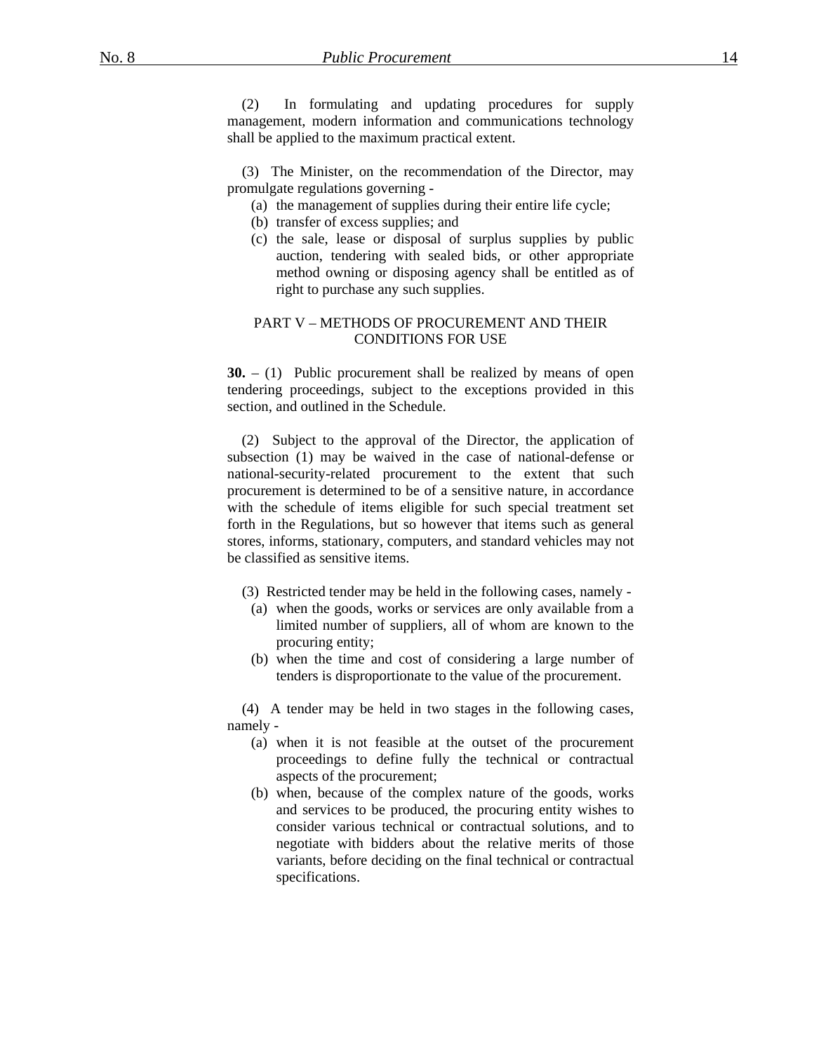(2) In formulating and updating procedures for supply management, modern information and communications technology shall be applied to the maximum practical extent.

(3) The Minister, on the recommendation of the Director, may promulgate regulations governing -

(a) the management of supplies during their entire life cycle;

(b) transfer of excess supplies; and

(c) the sale, lease or disposal of surplus supplies by public auction, tendering with sealed bids, or other appropriate method owning or disposing agency shall be entitled as of right to purchase any such supplies.

## PART V – METHODS OF PROCUREMENT AND THEIR CONDITIONS FOR USE

**30.** – (1) Public procurement shall be realized by means of open tendering proceedings, subject to the exceptions provided in this section, and outlined in the Schedule.

(2) Subject to the approval of the Director, the application of subsection (1) may be waived in the case of national-defense or national-security-related procurement to the extent that such procurement is determined to be of a sensitive nature, in accordance with the schedule of items eligible for such special treatment set forth in the Regulations, but so however that items such as general stores, informs, stationary, computers, and standard vehicles may not be classified as sensitive items.

(3) Restricted tender may be held in the following cases, namely -

(a) when the goods, works or services are only available from a limited number of suppliers, all of whom are known to the procuring entity;

(b) when the time and cost of considering a large number of tenders is disproportionate to the value of the procurement.

(4) A tender may be held in two stages in the following cases, namely -

(a) when it is not feasible at the outset of the procurement proceedings to define fully the technical or contractual aspects of the procurement;

(b) when, because of the complex nature of the goods, works and services to be produced, the procuring entity wishes to consider various technical or contractual solutions, and to negotiate with bidders about the relative merits of those variants, before deciding on the final technical or contractual specifications.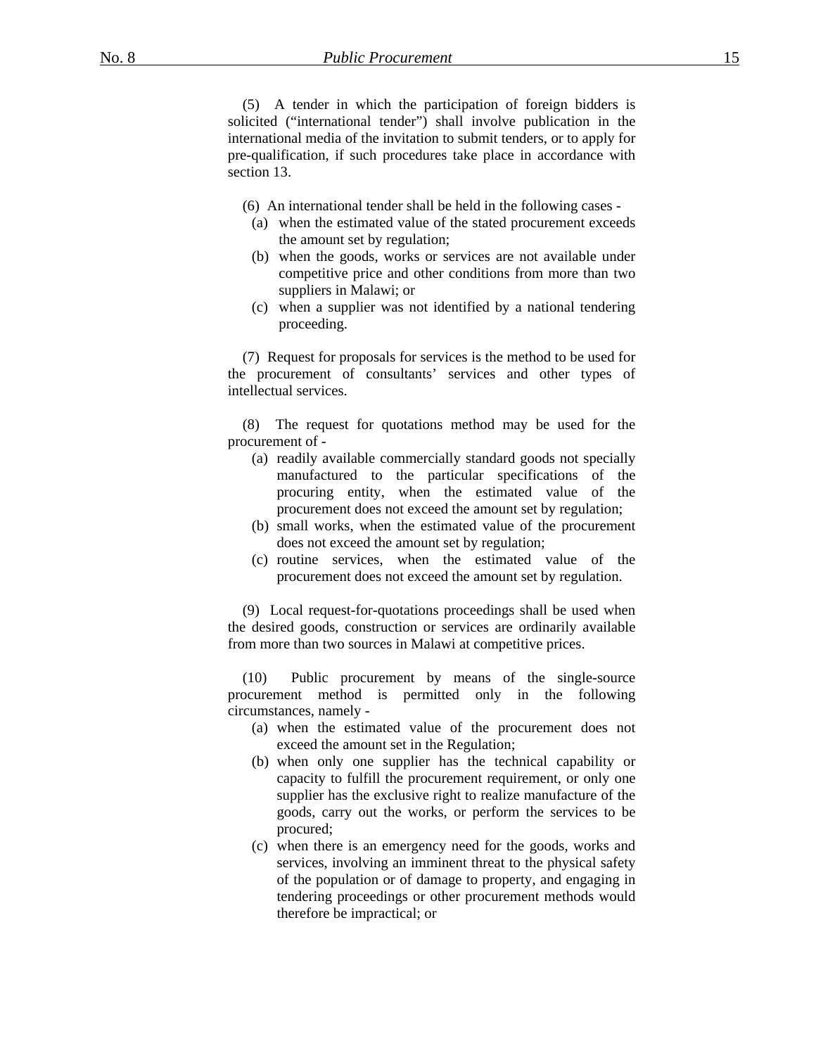(5) A tender in which the participation of foreign bidders is solicited ("international tender") shall involve publication in the international media of the invitation to submit tenders, or to apply for pre-qualification, if such procedures take place in accordance with section 13.

(6) An international tender shall be held in the following cases -

(a) when the estimated value of the stated procurement exceeds the amount set by regulation;

(b) when the goods, works or services are not available under competitive price and other conditions from more than two suppliers in Malawi; or

(c) when a supplier was not identified by a national tendering proceeding.

(7) Request for proposals for services is the method to be used for the procurement of consultants' services and other types of intellectual services.

(8) The request for quotations method may be used for the procurement of -

(a) readily available commercially standard goods not specially manufactured to the particular specifications of the procuring entity, when the estimated value of the procurement does not exceed the amount set by regulation;

(b) small works, when the estimated value of the procurement does not exceed the amount set by regulation;

(c) routine services, when the estimated value of the procurement does not exceed the amount set by regulation.

(9) Local request-for-quotations proceedings shall be used when the desired goods, construction or services are ordinarily available from more than two sources in Malawi at competitive prices.

(10) Public procurement by means of the single-source procurement method is permitted only in the following circumstances, namely -

(a) when the estimated value of the procurement does not exceed the amount set in the Regulation;

(b) when only one supplier has the technical capability or capacity to fulfill the procurement requirement, or only one supplier has the exclusive right to realize manufacture of the goods, carry out the works, or perform the services to be procured;

(c) when there is an emergency need for the goods, works and services, involving an imminent threat to the physical safety of the population or of damage to property, and engaging in tendering proceedings or other procurement methods would therefore be impractical; or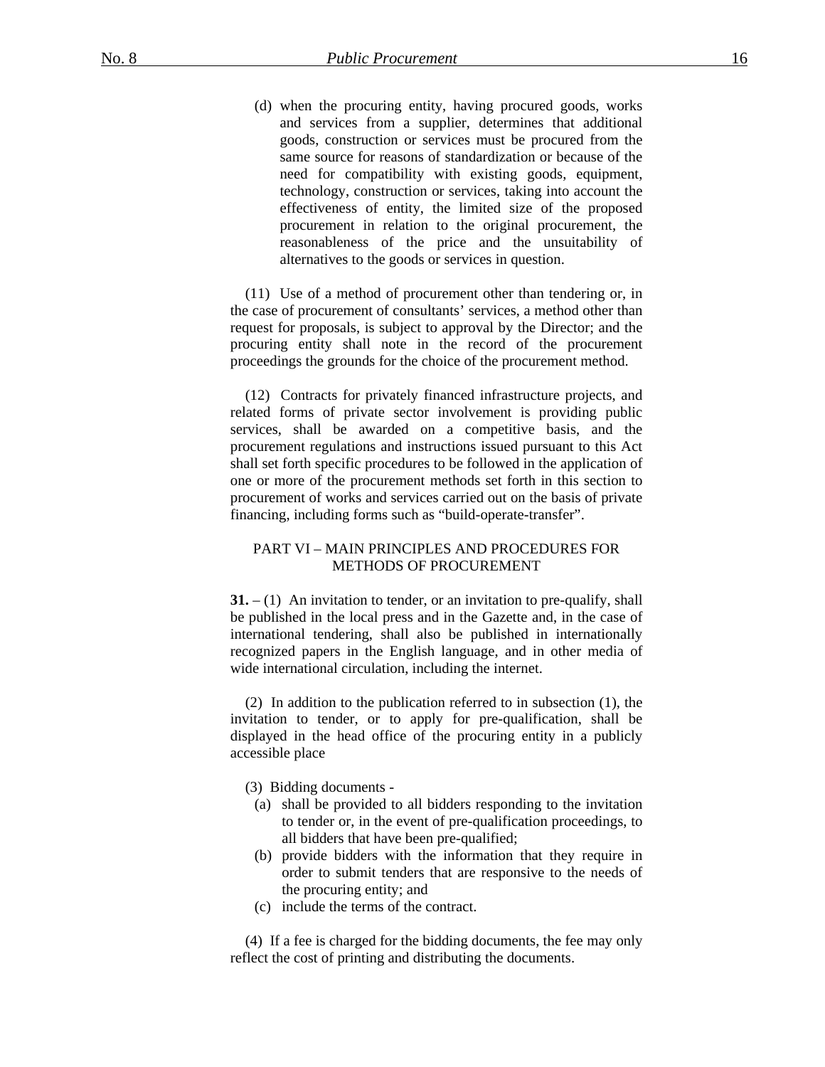(d) when the procuring entity, having procured goods, works and services from a supplier, determines that additional goods, construction or services must be procured from the same source for reasons of standardization or because of the need for compatibility with existing goods, equipment, technology, construction or services, taking into account the effectiveness of entity, the limited size of the proposed procurement in relation to the original procurement, the reasonableness of the price and the unsuitability of alternatives to the goods or services in question.

(11) Use of a method of procurement other than tendering or, in the case of procurement of consultants' services, a method other than request for proposals, is subject to approval by the Director; and the procuring entity shall note in the record of the procurement proceedings the grounds for the choice of the procurement method.

(12) Contracts for privately financed infrastructure projects, and related forms of private sector involvement is providing public services, shall be awarded on a competitive basis, and the procurement regulations and instructions issued pursuant to this Act shall set forth specific procedures to be followed in the application of one or more of the procurement methods set forth in this section to procurement of works and services carried out on the basis of private financing, including forms such as "build-operate-transfer".

## PART VI – MAIN PRINCIPLES AND PROCEDURES FOR METHODS OF PROCUREMENT

**31.** – (1) An invitation to tender, or an invitation to pre-qualify, shall be published in the local press and in the Gazette and, in the case of international tendering, shall also be published in internationally recognized papers in the English language, and in other media of wide international circulation, including the internet.

(2) In addition to the publication referred to in subsection (1), the invitation to tender, or to apply for pre-qualification, shall be displayed in the head office of the procuring entity in a publicly accessible place

(3) Bidding documents -

(a) shall be provided to all bidders responding to the invitation to tender or, in the event of pre-qualification proceedings, to all bidders that have been pre-qualified;

(b) provide bidders with the information that they require in order to submit tenders that are responsive to the needs of the procuring entity; and

(c) include the terms of the contract.

(4) If a fee is charged for the bidding documents, the fee may only reflect the cost of printing and distributing the documents.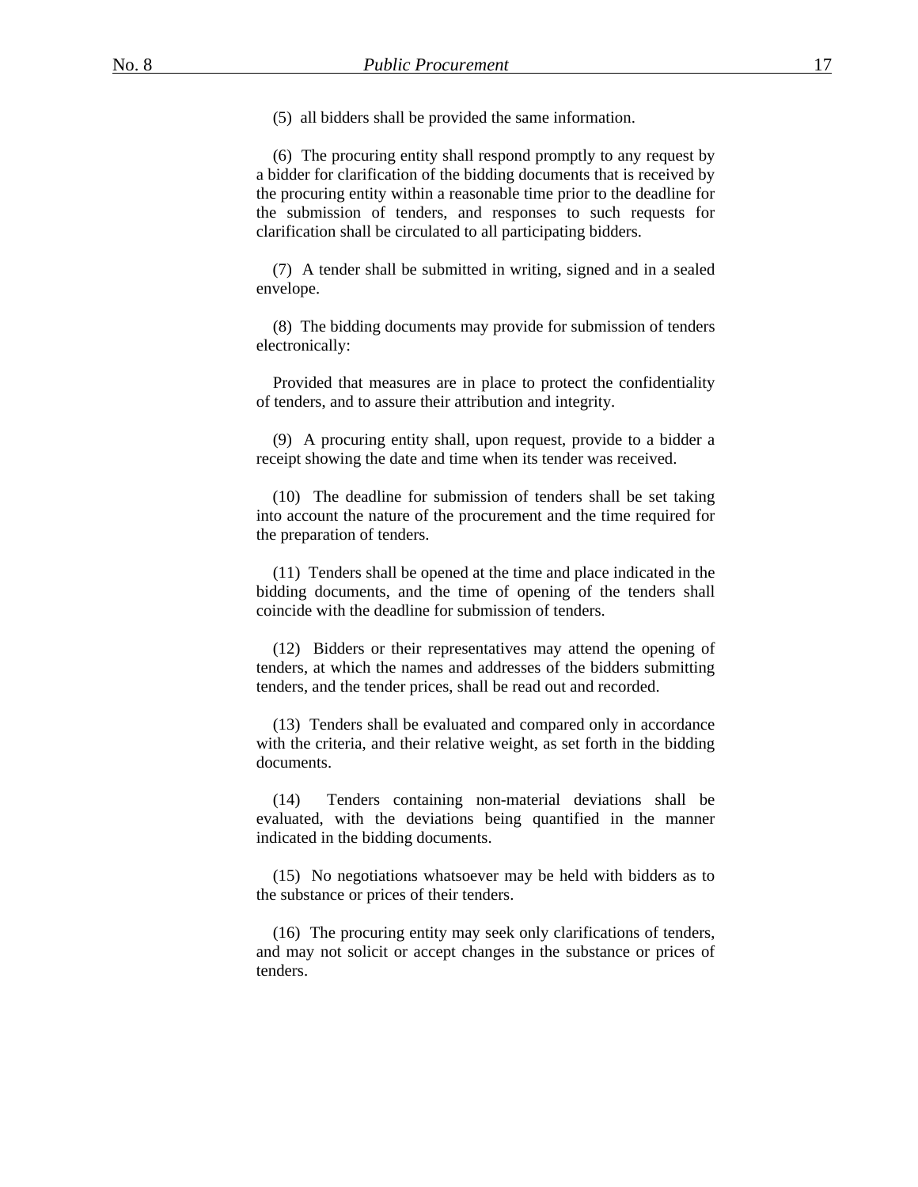(5) all bidders shall be provided the same information.

(6) The procuring entity shall respond promptly to any request by a bidder for clarification of the bidding documents that is received by the procuring entity within a reasonable time prior to the deadline for the submission of tenders, and responses to such requests for clarification shall be circulated to all participating bidders.

(7) A tender shall be submitted in writing, signed and in a sealed envelope.

(8) The bidding documents may provide for submission of tenders electronically:

Provided that measures are in place to protect the confidentiality of tenders, and to assure their attribution and integrity.

(9) A procuring entity shall, upon request, provide to a bidder a receipt showing the date and time when its tender was received.

(10) The deadline for submission of tenders shall be set taking into account the nature of the procurement and the time required for the preparation of tenders.

(11) Tenders shall be opened at the time and place indicated in the bidding documents, and the time of opening of the tenders shall coincide with the deadline for submission of tenders.

(12) Bidders or their representatives may attend the opening of tenders, at which the names and addresses of the bidders submitting tenders, and the tender prices, shall be read out and recorded.

(13) Tenders shall be evaluated and compared only in accordance with the criteria, and their relative weight, as set forth in the bidding documents.

(14) Tenders containing non-material deviations shall be evaluated, with the deviations being quantified in the manner indicated in the bidding documents.

(15) No negotiations whatsoever may be held with bidders as to the substance or prices of their tenders.

(16) The procuring entity may seek only clarifications of tenders, and may not solicit or accept changes in the substance or prices of tenders.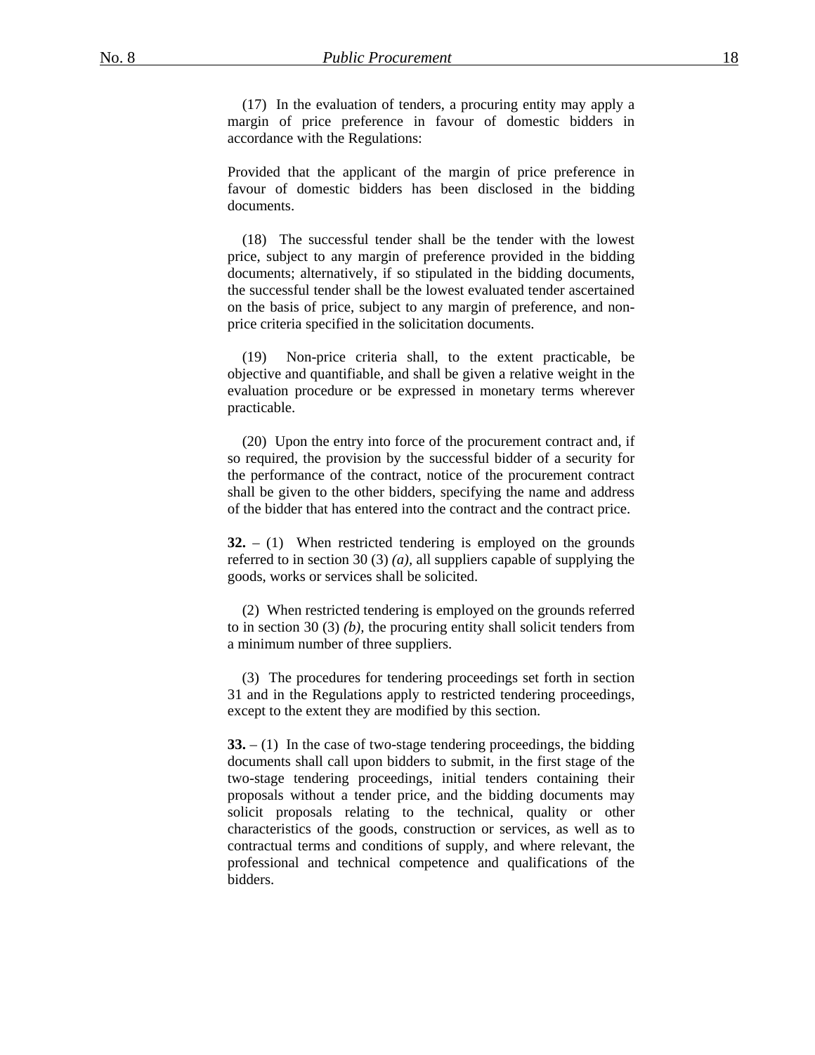(17) In the evaluation of tenders, a procuring entity may apply a margin of price preference in favour of domestic bidders in accordance with the Regulations:

Provided that the applicant of the margin of price preference in favour of domestic bidders has been disclosed in the bidding documents.

(18) The successful tender shall be the tender with the lowest price, subject to any margin of preference provided in the bidding documents; alternatively, if so stipulated in the bidding documents, the successful tender shall be the lowest evaluated tender ascertained on the basis of price, subject to any margin of preference, and non-price criteria specified in the solicitation documents.

(19) Non-price criteria shall, to the extent practicable, be objective and quantifiable, and shall be given a relative weight in the evaluation procedure or be expressed in monetary terms wherever practicable.

(20) Upon the entry into force of the procurement contract and, if so required, the provision by the successful bidder of a security for the performance of the contract, notice of the procurement contract shall be given to the other bidders, specifying the name and address of the bidder that has entered into the contract and the contract price.

**32.** – (1) When restricted tendering is employed on the grounds referred to in section 30 (3) *(a)*, all suppliers capable of supplying the goods, works or services shall be solicited.

(2) When restricted tendering is employed on the grounds referred to in section 30 (3) *(b)*, the procuring entity shall solicit tenders from a minimum number of three suppliers.

(3) The procedures for tendering proceedings set forth in section 31 and in the Regulations apply to restricted tendering proceedings, except to the extent they are modified by this section.

**33.** – (1) In the case of two-stage tendering proceedings, the bidding documents shall call upon bidders to submit, in the first stage of the two-stage tendering proceedings, initial tenders containing their proposals without a tender price, and the bidding documents may solicit proposals relating to the technical, quality or other characteristics of the goods, construction or services, as well as to contractual terms and conditions of supply, and where relevant, the professional and technical competence and qualifications of the bidders.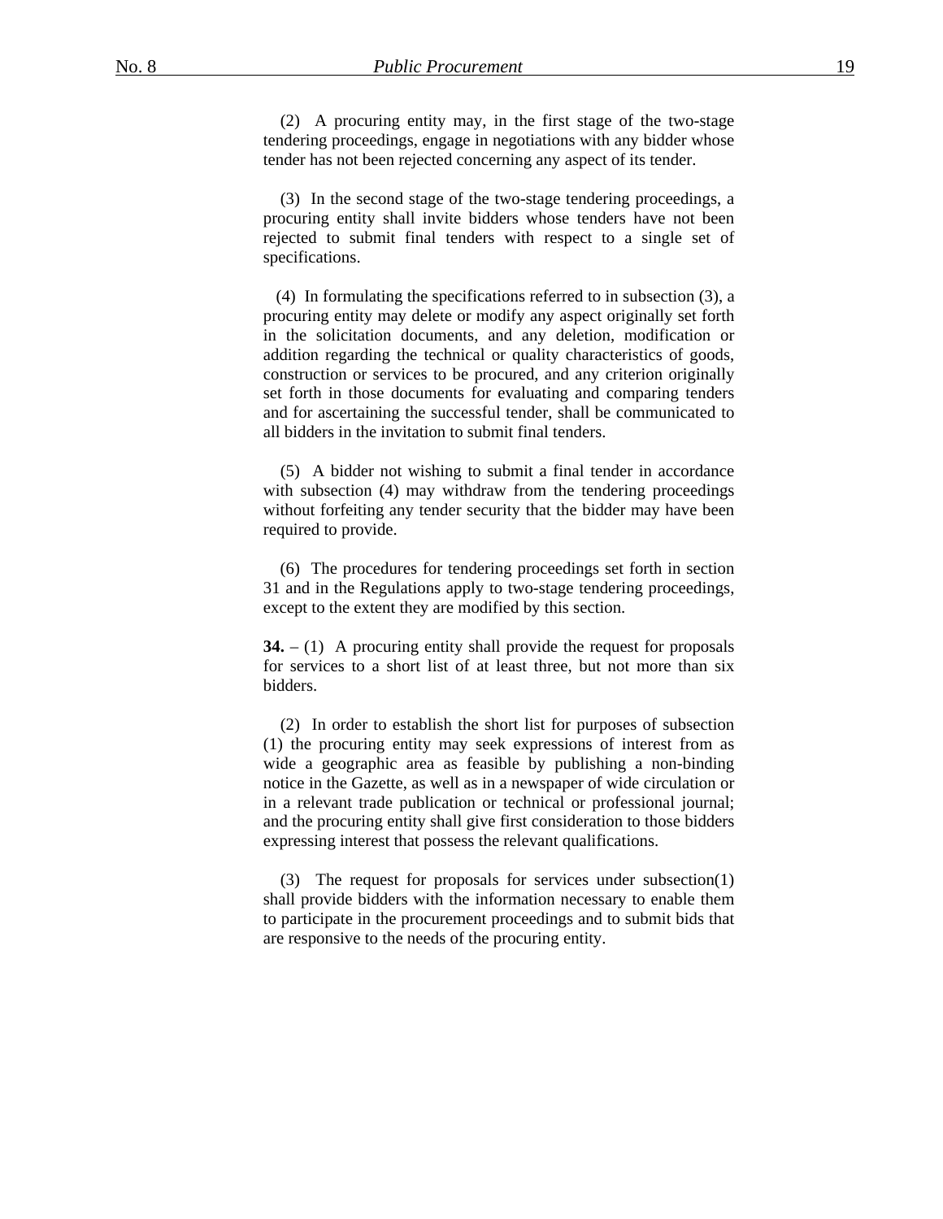(2) A procuring entity may, in the first stage of the two-stage tendering proceedings, engage in negotiations with any bidder whose tender has not been rejected concerning any aspect of its tender.

(3) In the second stage of the two-stage tendering proceedings, a procuring entity shall invite bidders whose tenders have not been rejected to submit final tenders with respect to a single set of specifications.

(4) In formulating the specifications referred to in subsection (3), a procuring entity may delete or modify any aspect originally set forth in the solicitation documents, and any deletion, modification or addition regarding the technical or quality characteristics of goods, construction or services to be procured, and any criterion originally set forth in those documents for evaluating and comparing tenders and for ascertaining the successful tender, shall be communicated to all bidders in the invitation to submit final tenders.

(5) A bidder not wishing to submit a final tender in accordance with subsection (4) may withdraw from the tendering proceedings without forfeiting any tender security that the bidder may have been required to provide.

(6) The procedures for tendering proceedings set forth in section 31 and in the Regulations apply to two-stage tendering proceedings, except to the extent they are modified by this section.

**34.** – (1) A procuring entity shall provide the request for proposals for services to a short list of at least three, but not more than six bidders.

(2) In order to establish the short list for purposes of subsection (1) the procuring entity may seek expressions of interest from as wide a geographic area as feasible by publishing a non-binding notice in the Gazette, as well as in a newspaper of wide circulation or in a relevant trade publication or technical or professional journal; and the procuring entity shall give first consideration to those bidders expressing interest that possess the relevant qualifications.

(3) The request for proposals for services under subsection(1) shall provide bidders with the information necessary to enable them to participate in the procurement proceedings and to submit bids that are responsive to the needs of the procuring entity.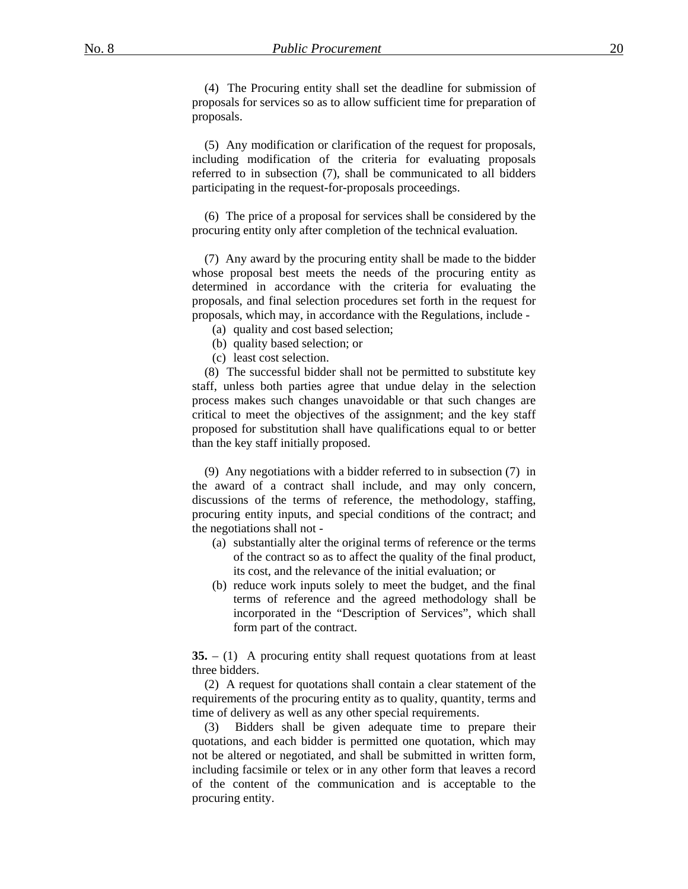(4) The Procuring entity shall set the deadline for submission of proposals for services so as to allow sufficient time for preparation of proposals.

(5) Any modification or clarification of the request for proposals, including modification of the criteria for evaluating proposals referred to in subsection (7), shall be communicated to all bidders participating in the request-for-proposals proceedings.

(6) The price of a proposal for services shall be considered by the procuring entity only after completion of the technical evaluation.

(7) Any award by the procuring entity shall be made to the bidder whose proposal best meets the needs of the procuring entity as determined in accordance with the criteria for evaluating the proposals, and final selection procedures set forth in the request for proposals, which may, in accordance with the Regulations, include -

(a) quality and cost based selection;

(b) quality based selection; or

(c) least cost selection.

(8) The successful bidder shall not be permitted to substitute key staff, unless both parties agree that undue delay in the selection process makes such changes unavoidable or that such changes are critical to meet the objectives of the assignment; and the key staff proposed for substitution shall have qualifications equal to or better than the key staff initially proposed.

(9) Any negotiations with a bidder referred to in subsection (7) in the award of a contract shall include, and may only concern, discussions of the terms of reference, the methodology, staffing, procuring entity inputs, and special conditions of the contract; and the negotiations shall not -

(a) substantially alter the original terms of reference or the terms of the contract so as to affect the quality of the final product, its cost, and the relevance of the initial evaluation; or

(b) reduce work inputs solely to meet the budget, and the final terms of reference and the agreed methodology shall be incorporated in the "Description of Services", which shall form part of the contract.

**35.** – (1) A procuring entity shall request quotations from at least three bidders.

(2) A request for quotations shall contain a clear statement of the requirements of the procuring entity as to quality, quantity, terms and time of delivery as well as any other special requirements.

(3) Bidders shall be given adequate time to prepare their quotations, and each bidder is permitted one quotation, which may not be altered or negotiated, and shall be submitted in written form, including facsimile or telex or in any other form that leaves a record of the content of the communication and is acceptable to the procuring entity.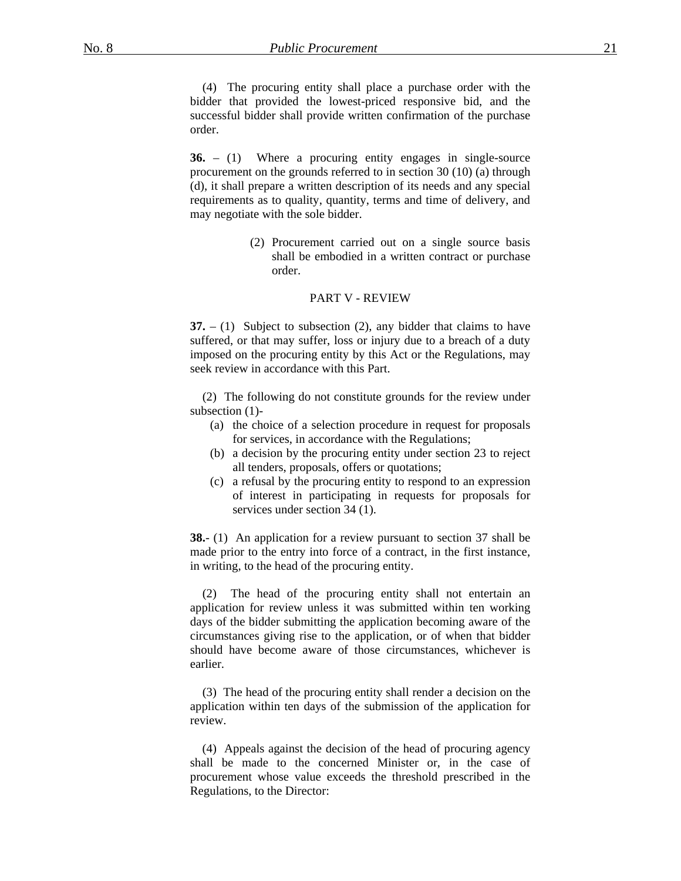(4) The procuring entity shall place a purchase order with the bidder that provided the lowest-priced responsive bid, and the successful bidder shall provide written confirmation of the purchase order.

**36.** – (1) Where a procuring entity engages in single-source procurement on the grounds referred to in section 30 (10) (a) through (d), it shall prepare a written description of its needs and any special requirements as to quality, quantity, terms and time of delivery, and may negotiate with the sole bidder.

(2) Procurement carried out on a single source basis shall be embodied in a written contract or purchase order.

PART V - REVIEW

**37.** – (1) Subject to subsection (2), any bidder that claims to have suffered, or that may suffer, loss or injury due to a breach of a duty imposed on the procuring entity by this Act or the Regulations, may seek review in accordance with this Part.

(2) The following do not constitute grounds for the review under subsection (1)-

(a) the choice of a selection procedure in request for proposals for services, in accordance with the Regulations;

(b) a decision by the procuring entity under section 23 to reject all tenders, proposals, offers or quotations;

(c) a refusal by the procuring entity to respond to an expression of interest in participating in requests for proposals for services under section 34 (1).

**38.**- (1) An application for a review pursuant to section 37 shall be made prior to the entry into force of a contract, in the first instance, in writing, to the head of the procuring entity.

(2) The head of the procuring entity shall not entertain an application for review unless it was submitted within ten working days of the bidder submitting the application becoming aware of the circumstances giving rise to the application, or of when that bidder should have become aware of those circumstances, whichever is earlier.

(3) The head of the procuring entity shall render a decision on the application within ten days of the submission of the application for review.

(4) Appeals against the decision of the head of procuring agency shall be made to the concerned Minister or, in the case of procurement whose value exceeds the threshold prescribed in the Regulations, to the Director: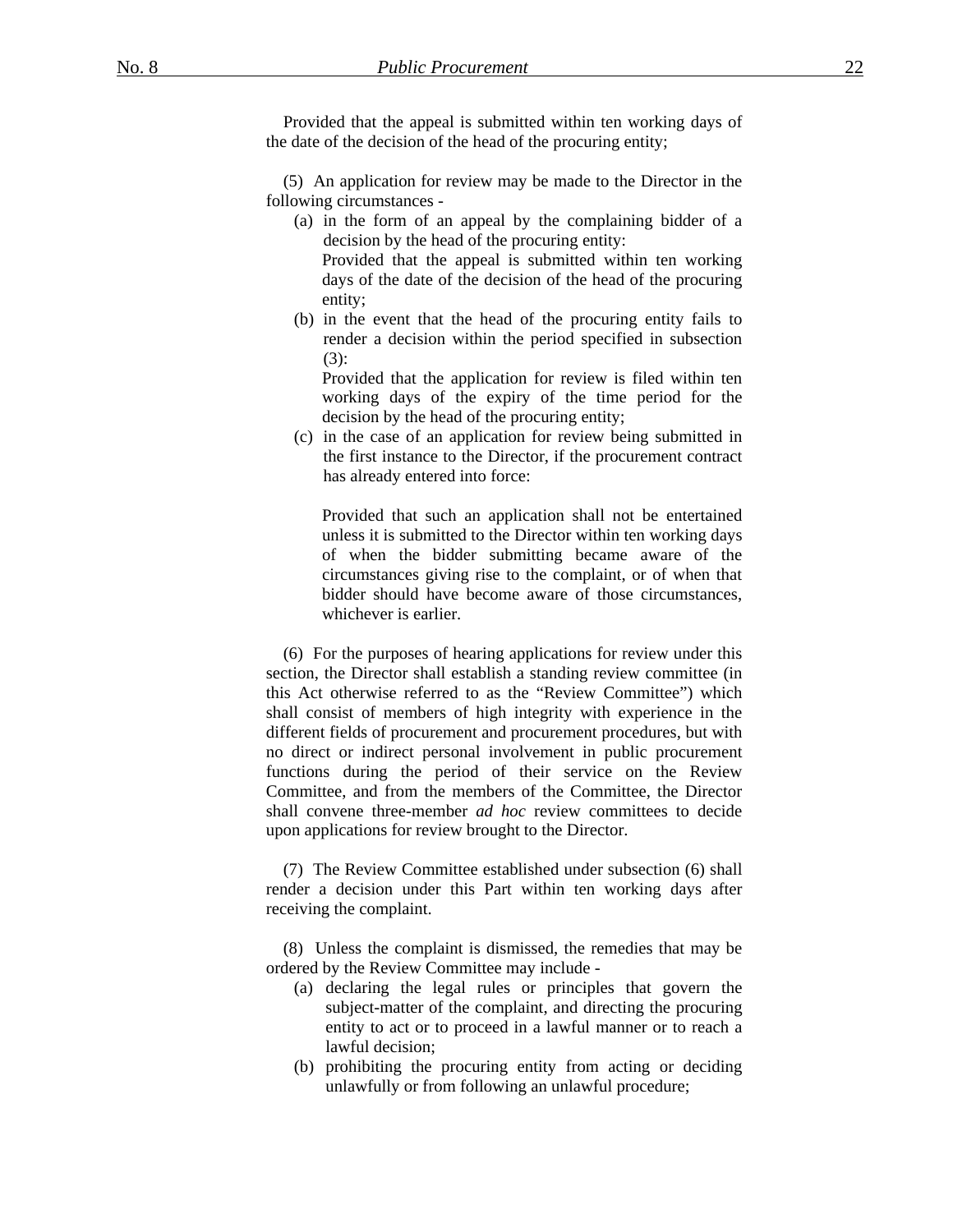Provided that the appeal is submitted within ten working days of the date of the decision of the head of the procuring entity;

(5) An application for review may be made to the Director in the following circumstances -

(a) in the form of an appeal by the complaining bidder of a decision by the head of the procuring entity:

Provided that the appeal is submitted within ten working days of the date of the decision of the head of the procuring entity;

(b) in the event that the head of the procuring entity fails to render a decision within the period specified in subsection (3):

Provided that the application for review is filed within ten working days of the expiry of the time period for the decision by the head of the procuring entity;

(c) in the case of an application for review being submitted in the first instance to the Director, if the procurement contract has already entered into force:

Provided that such an application shall not be entertained unless it is submitted to the Director within ten working days of when the bidder submitting became aware of the circumstances giving rise to the complaint, or of when that bidder should have become aware of those circumstances, whichever is earlier.

(6) For the purposes of hearing applications for review under this section, the Director shall establish a standing review committee (in this Act otherwise referred to as the "Review Committee") which shall consist of members of high integrity with experience in the different fields of procurement and procurement procedures, but with no direct or indirect personal involvement in public procurement functions during the period of their service on the Review Committee, and from the members of the Committee, the Director shall convene three-member *ad hoc* review committees to decide upon applications for review brought to the Director.

(7) The Review Committee established under subsection (6) shall render a decision under this Part within ten working days after receiving the complaint.

(8) Unless the complaint is dismissed, the remedies that may be ordered by the Review Committee may include -

(a) declaring the legal rules or principles that govern the subject-matter of the complaint, and directing the procuring entity to act or to proceed in a lawful manner or to reach a lawful decision;

(b) prohibiting the procuring entity from acting or deciding unlawfully or from following an unlawful procedure;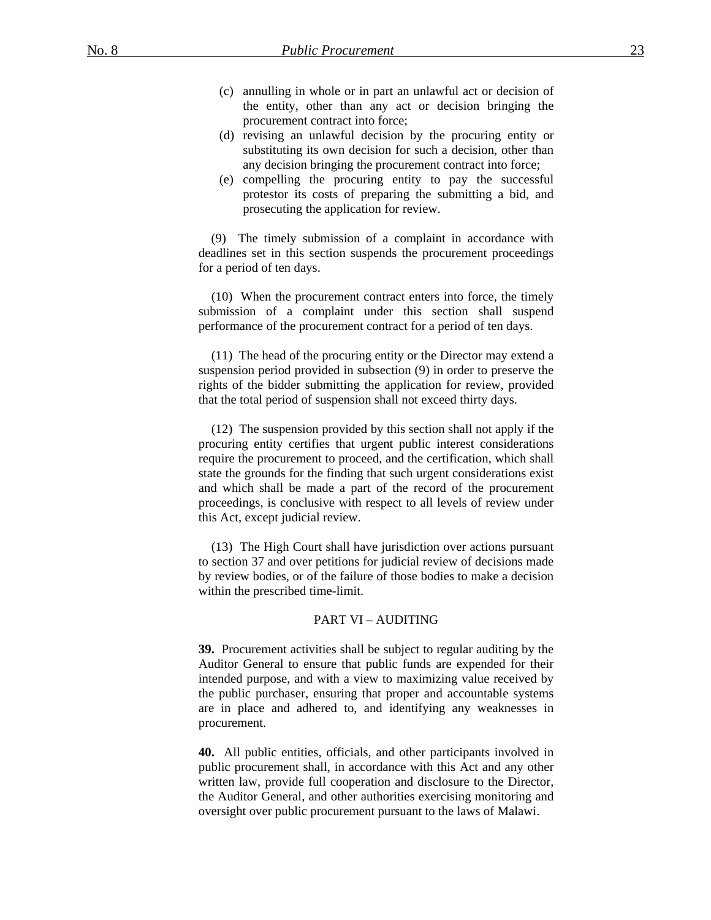(c) annulling in whole or in part an unlawful act or decision of the entity, other than any act or decision bringing the procurement contract into force;

(d) revising an unlawful decision by the procuring entity or substituting its own decision for such a decision, other than any decision bringing the procurement contract into force;

(e) compelling the procuring entity to pay the successful protestor its costs of preparing the submitting a bid, and prosecuting the application for review.

(9) The timely submission of a complaint in accordance with deadlines set in this section suspends the procurement proceedings for a period of ten days.

(10) When the procurement contract enters into force, the timely submission of a complaint under this section shall suspend performance of the procurement contract for a period of ten days.

(11) The head of the procuring entity or the Director may extend a suspension period provided in subsection (9) in order to preserve the rights of the bidder submitting the application for review, provided that the total period of suspension shall not exceed thirty days.

(12) The suspension provided by this section shall not apply if the procuring entity certifies that urgent public interest considerations require the procurement to proceed, and the certification, which shall state the grounds for the finding that such urgent considerations exist and which shall be made a part of the record of the procurement proceedings, is conclusive with respect to all levels of review under this Act, except judicial review.

(13) The High Court shall have jurisdiction over actions pursuant to section 37 and over petitions for judicial review of decisions made by review bodies, or of the failure of those bodies to make a decision within the prescribed time-limit.

## PART VI – AUDITING

**39.** Procurement activities shall be subject to regular auditing by the Auditor General to ensure that public funds are expended for their intended purpose, and with a view to maximizing value received by the public purchaser, ensuring that proper and accountable systems are in place and adhered to, and identifying any weaknesses in procurement.

**40.** All public entities, officials, and other participants involved in public procurement shall, in accordance with this Act and any other written law, provide full cooperation and disclosure to the Director, the Auditor General, and other authorities exercising monitoring and oversight over public procurement pursuant to the laws of Malawi.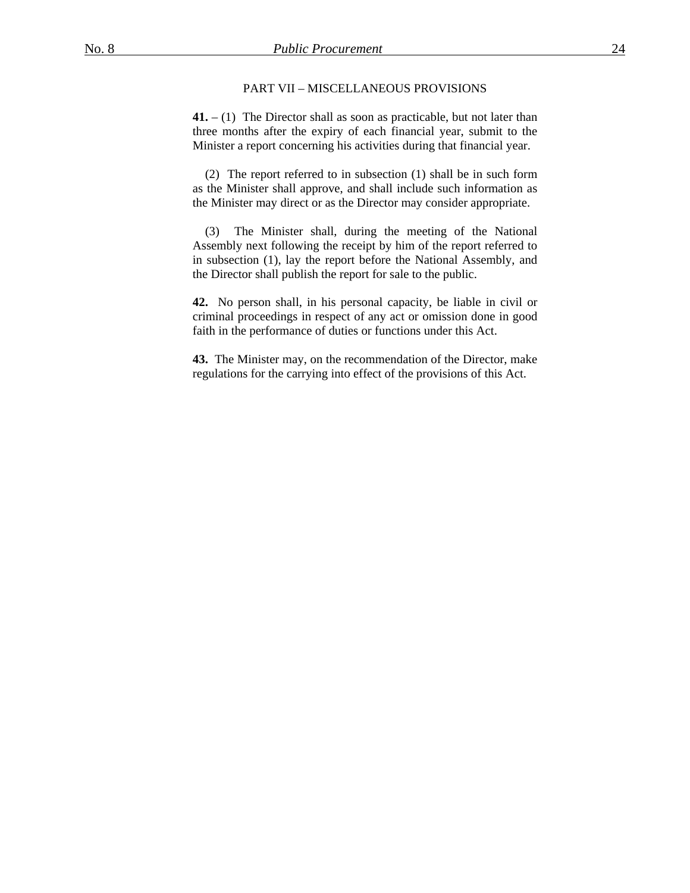## PART VII – MISCELLANEOUS PROVISIONS

**41.** – (1) The Director shall as soon as practicable, but not later than three months after the expiry of each financial year, submit to the Minister a report concerning his activities during that financial year.

(2) The report referred to in subsection (1) shall be in such form as the Minister shall approve, and shall include such information as the Minister may direct or as the Director may consider appropriate.

(3) The Minister shall, during the meeting of the National Assembly next following the receipt by him of the report referred to in subsection (1), lay the report before the National Assembly, and the Director shall publish the report for sale to the public.

**42.** No person shall, in his personal capacity, be liable in civil or criminal proceedings in respect of any act or omission done in good faith in the performance of duties or functions under this Act.

**43.** The Minister may, on the recommendation of the Director, make regulations for the carrying into effect of the provisions of this Act.